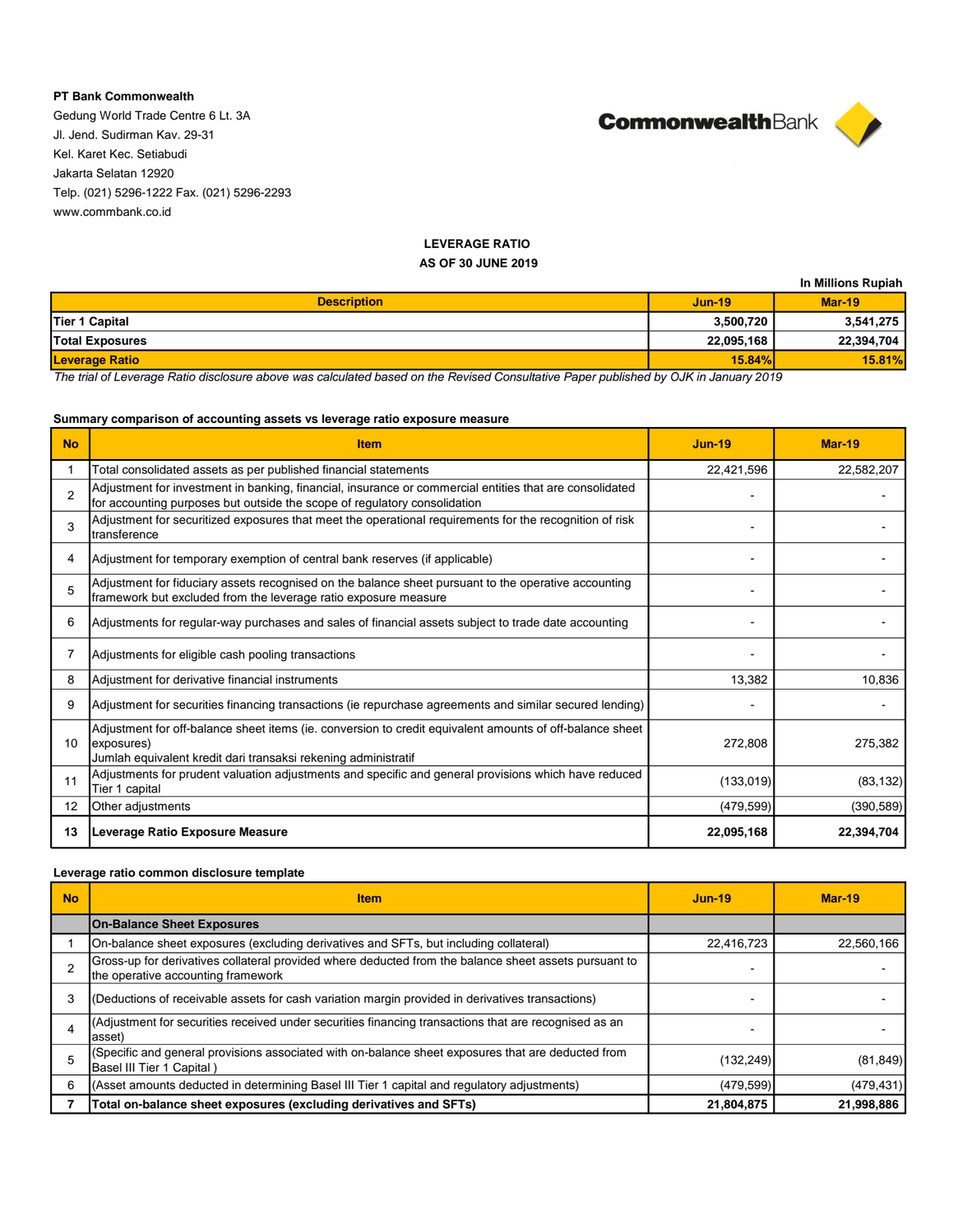**PT Bank Commonwealth**
Gedung World Trade Centre 6 Lt. 3A
Jl. Jend. Sudirman Kav. 29-31
Kel. Karet Kec. Setiabudi
Jakarta Selatan 12920
Telp. (021) 5296-1222 Fax. (021) 5296-2293
www.commbank.co.id

CommonwealthBank

## LEVERAGE RATIO
## AS OF 30 JUNE 2019

In Millions Rupiah

| Description | Jun-19 | Mar-19 |
|---|---|---|
| **Tier 1 Capital** | **3,500,720** | **3,541,275** |
| **Total Exposures** | **22,095,168** | **22,394,704** |
| **Leverage Ratio** | **15.84%** | **15.81%** |

*The trial of Leverage Ratio disclosure above was calculated based on the Revised Consultative Paper published by OJK in January 2019*

### Summary comparison of accounting assets vs leverage ratio exposure measure

| No | Item | Jun-19 | Mar-19 |
|---|---|---|---|
| 1 | Total consolidated assets as per published financial statements | 22,421,596 | 22,582,207 |
| 2 | Adjustment for investment in banking, financial, insurance or commercial entities that are consolidated for accounting purposes but outside the scope of regulatory consolidation | - | - |
| 3 | Adjustment for securitized exposures that meet the operational requirements for the recognition of risk transference | - | - |
| 4 | Adjustment for temporary exemption of central bank reserves (if applicable) | - | - |
| 5 | Adjustment for fiduciary assets recognised on the balance sheet pursuant to the operative accounting framework but excluded from the leverage ratio exposure measure | - | - |
| 6 | Adjustments for regular-way purchases and sales of financial assets subject to trade date accounting | - | - |
| 7 | Adjustments for eligible cash pooling transactions | - | - |
| 8 | Adjustment for derivative financial instruments | 13,382 | 10,836 |
| 9 | Adjustment for securities financing transactions (ie repurchase agreements and similar secured lending) | - | - |
| 10 | Adjustment for off-balance sheet items (ie. conversion to credit equivalent amounts of off-balance sheet exposures)<br>Jumlah equivalent kredit dari transaksi rekening administratif | 272,808 | 275,382 |
| 11 | Adjustments for prudent valuation adjustments and specific and general provisions which have reduced Tier 1 capital | (133,019) | (83,132) |
| 12 | Other adjustments | (479,599) | (390,589) |
| **13** | **Leverage Ratio Exposure Measure** | **22,095,168** | **22,394,704** |

### Leverage ratio common disclosure template

| No | Item | Jun-19 | Mar-19 |
|---|---|---|---|
| | **On-Balance Sheet Exposures** | | |
| 1 | On-balance sheet exposures (excluding derivatives and SFTs, but including collateral) | 22,416,723 | 22,560,166 |
| 2 | Gross-up for derivatives collateral provided where deducted from the balance sheet assets pursuant to the operative accounting framework | - | - |
| 3 | (Deductions of receivable assets for cash variation margin provided in derivatives transactions) | - | - |
| 4 | (Adjustment for securities received under securities financing transactions that are recognised as an asset) | - | - |
| 5 | (Specific and general provisions associated with on-balance sheet exposures that are deducted from Basel III Tier 1 Capital ) | (132,249) | (81,849) |
| 6 | (Asset amounts deducted in determining Basel III Tier 1 capital and regulatory adjustments) | (479,599) | (479,431) |
| **7** | **Total on-balance sheet exposures (excluding derivatives and SFTs)** | **21,804,875** | **21,998,886** |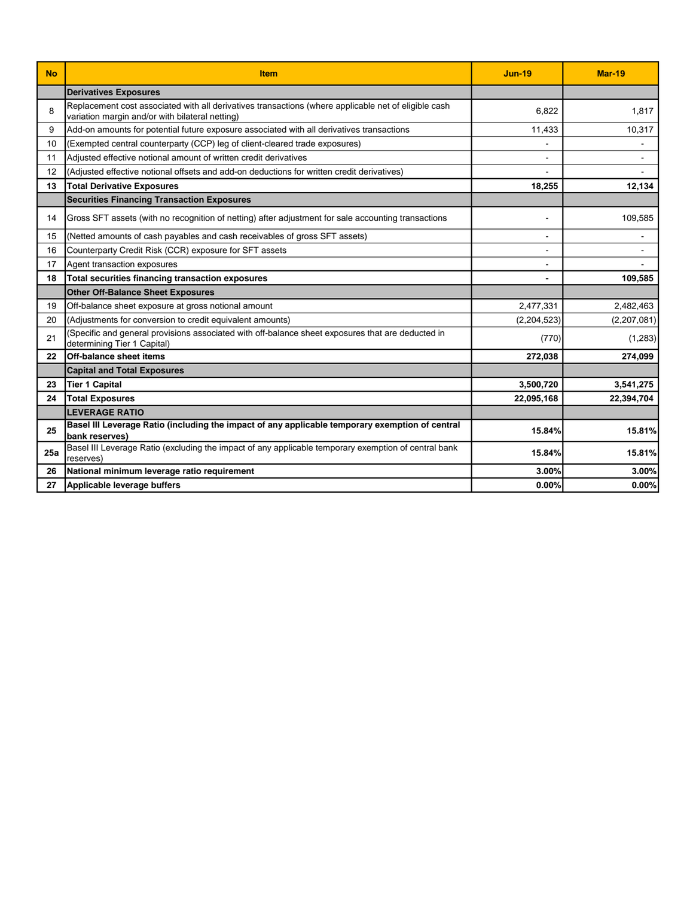| No | Item | Jun-19 | Mar-19 |
|---|---|---|---|
| | **Derivatives Exposures** | | |
| 8 | Replacement cost associated with all derivatives transactions (where applicable net of eligible cash variation margin and/or with bilateral netting) | 6,822 | 1,817 |
| 9 | Add-on amounts for potential future exposure associated with all derivatives transactions | 11,433 | 10,317 |
| 10 | (Exempted central counterparty (CCP) leg of client-cleared trade exposures) | - | - |
| 11 | Adjusted effective notional amount of written credit derivatives | - | - |
| 12 | (Adjusted effective notional offsets and add-on deductions for written credit derivatives) | - | - |
| **13** | **Total Derivative Exposures** | **18,255** | **12,134** |
| | **Securities Financing Transaction Exposures** | | |
| 14 | Gross SFT assets (with no recognition of netting) after adjustment for sale accounting transactions | - | 109,585 |
| 15 | (Netted amounts of cash payables and cash receivables of gross SFT assets) | - | - |
| 16 | Counterparty Credit Risk (CCR) exposure for SFT assets | - | - |
| 17 | Agent transaction exposures | - | - |
| **18** | **Total securities financing transaction exposures** | **-** | **109,585** |
| | **Other Off-Balance Sheet Exposures** | | |
| 19 | Off-balance sheet exposure at gross notional amount | 2,477,331 | 2,482,463 |
| 20 | (Adjustments for conversion to credit equivalent amounts) | (2,204,523) | (2,207,081) |
| 21 | (Specific and general provisions associated with off-balance sheet exposures that are deducted in determining Tier 1 Capital) | (770) | (1,283) |
| **22** | **Off-balance sheet items** | **272,038** | **274,099** |
| | **Capital and Total Exposures** | | |
| **23** | **Tier 1 Capital** | **3,500,720** | **3,541,275** |
| **24** | **Total Exposures** | **22,095,168** | **22,394,704** |
| | **LEVERAGE RATIO** | | |
| **25** | **Basel III Leverage Ratio (including the impact of any applicable temporary exemption of central bank reserves)** | **15.84%** | **15.81%** |
| **25a** | Basel III Leverage Ratio (excluding the impact of any applicable temporary exemption of central bank reserves) | **15.84%** | **15.81%** |
| **26** | **National minimum leverage ratio requirement** | **3.00%** | **3.00%** |
| **27** | **Applicable leverage buffers** | **0.00%** | **0.00%** |